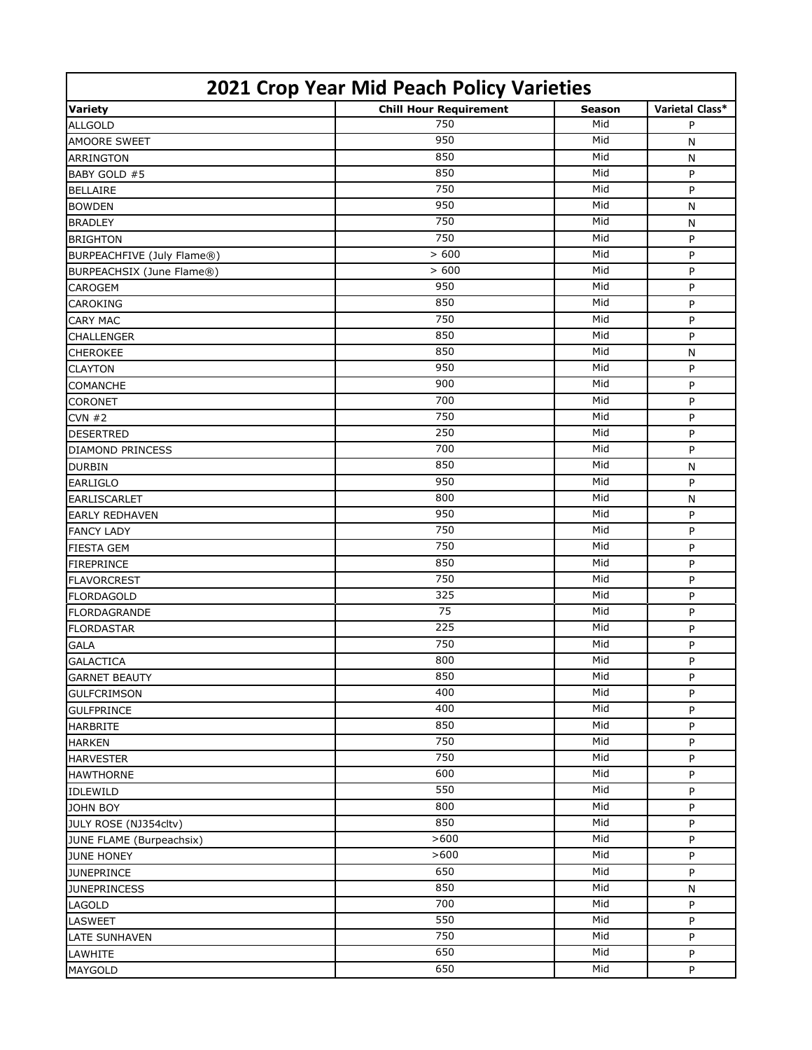## 2021 Crop Year Mid Peach Policy Varieties

| Variety | Chill Hour Requirement | Season | Varietal Class* |
|---|---|---|---|
| ALLGOLD | 750 | Mid | P |
| AMOORE SWEET | 950 | Mid | N |
| ARRINGTON | 850 | Mid | N |
| BABY GOLD #5 | 850 | Mid | P |
| BELLAIRE | 750 | Mid | P |
| BOWDEN | 950 | Mid | N |
| BRADLEY | 750 | Mid | N |
| BRIGHTON | 750 | Mid | P |
| BURPEACHFIVE (July Flame®) | > 600 | Mid | P |
| BURPEACHSIX (June Flame®) | > 600 | Mid | P |
| CAROGEM | 950 | Mid | P |
| CAROKING | 850 | Mid | P |
| CARY MAC | 750 | Mid | P |
| CHALLENGER | 850 | Mid | P |
| CHEROKEE | 850 | Mid | N |
| CLAYTON | 950 | Mid | P |
| COMANCHE | 900 | Mid | P |
| CORONET | 700 | Mid | P |
| CVN #2 | 750 | Mid | P |
| DESERTRED | 250 | Mid | P |
| DIAMOND PRINCESS | 700 | Mid | P |
| DURBIN | 850 | Mid | N |
| EARLIGLO | 950 | Mid | P |
| EARLISCARLET | 800 | Mid | N |
| EARLY REDHAVEN | 950 | Mid | P |
| FANCY LADY | 750 | Mid | P |
| FIESTA GEM | 750 | Mid | P |
| FIREPRINCE | 850 | Mid | P |
| FLAVORCREST | 750 | Mid | P |
| FLORDAGOLD | 325 | Mid | P |
| FLORDAGRANDE | 75 | Mid | P |
| FLORDASTAR | 225 | Mid | P |
| GALA | 750 | Mid | P |
| GALACTICA | 800 | Mid | P |
| GARNET BEAUTY | 850 | Mid | P |
| GULFCRIMSON | 400 | Mid | P |
| GULFPRINCE | 400 | Mid | P |
| HARBRITE | 850 | Mid | P |
| HARKEN | 750 | Mid | P |
| HARVESTER | 750 | Mid | P |
| HAWTHORNE | 600 | Mid | P |
| IDLEWILD | 550 | Mid | P |
| JOHN BOY | 800 | Mid | P |
| JULY ROSE (NJ354cltv) | 850 | Mid | P |
| JUNE FLAME (Burpeachsix) | >600 | Mid | P |
| JUNE HONEY | >600 | Mid | P |
| JUNEPRINCE | 650 | Mid | P |
| JUNEPRINCESS | 850 | Mid | N |
| LAGOLD | 700 | Mid | P |
| LASWEET | 550 | Mid | P |
| LATE SUNHAVEN | 750 | Mid | P |
| LAWHITE | 650 | Mid | P |
| MAYGOLD | 650 | Mid | P |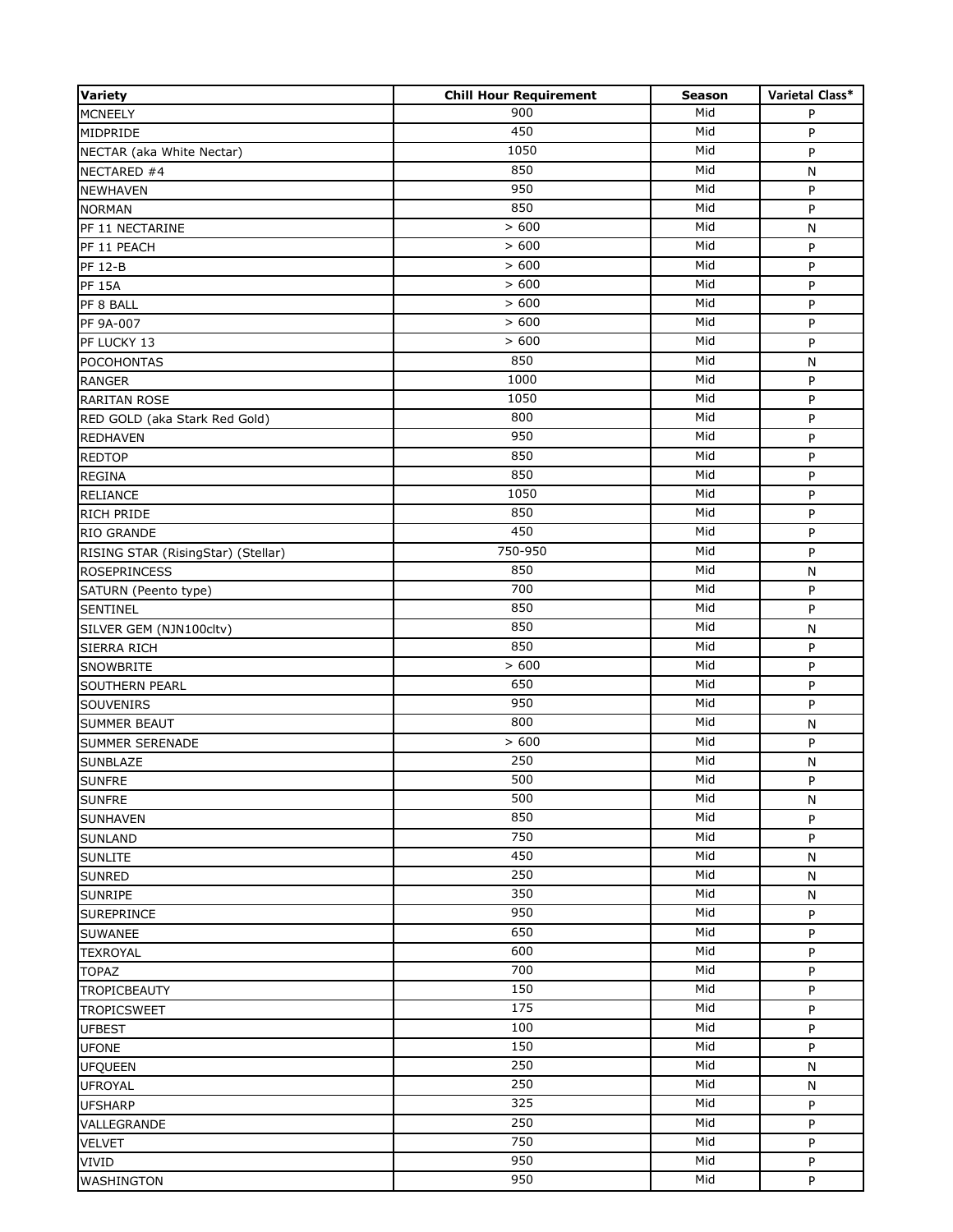| Variety | Chill Hour Requirement | Season | Varietal Class* |
| --- | --- | --- | --- |
| MCNEELY | 900 | Mid | P |
| MIDPRIDE | 450 | Mid | P |
| NECTAR (aka White Nectar) | 1050 | Mid | P |
| NECTARED #4 | 850 | Mid | N |
| NEWHAVEN | 950 | Mid | P |
| NORMAN | 850 | Mid | P |
| PF 11 NECTARINE | > 600 | Mid | N |
| PF 11 PEACH | > 600 | Mid | P |
| PF 12-B | > 600 | Mid | P |
| PF 15A | > 600 | Mid | P |
| PF 8 BALL | > 600 | Mid | P |
| PF 9A-007 | > 600 | Mid | P |
| PF LUCKY 13 | > 600 | Mid | P |
| POCOHONTAS | 850 | Mid | N |
| RANGER | 1000 | Mid | P |
| RARITAN ROSE | 1050 | Mid | P |
| RED GOLD (aka Stark Red Gold) | 800 | Mid | P |
| REDHAVEN | 950 | Mid | P |
| REDTOP | 850 | Mid | P |
| REGINA | 850 | Mid | P |
| RELIANCE | 1050 | Mid | P |
| RICH PRIDE | 850 | Mid | P |
| RIO GRANDE | 450 | Mid | P |
| RISING STAR (RisingStar) (Stellar) | 750-950 | Mid | P |
| ROSEPRINCESS | 850 | Mid | N |
| SATURN (Peento type) | 700 | Mid | P |
| SENTINEL | 850 | Mid | P |
| SILVER GEM (NJN100cltv) | 850 | Mid | N |
| SIERRA RICH | 850 | Mid | P |
| SNOWBRITE | > 600 | Mid | P |
| SOUTHERN PEARL | 650 | Mid | P |
| SOUVENIRS | 950 | Mid | P |
| SUMMER BEAUT | 800 | Mid | N |
| SUMMER SERENADE | > 600 | Mid | P |
| SUNBLAZE | 250 | Mid | N |
| SUNFRE | 500 | Mid | P |
| SUNFRE | 500 | Mid | N |
| SUNHAVEN | 850 | Mid | P |
| SUNLAND | 750 | Mid | P |
| SUNLITE | 450 | Mid | N |
| SUNRED | 250 | Mid | N |
| SUNRIPE | 350 | Mid | N |
| SUREPRINCE | 950 | Mid | P |
| SUWANEE | 650 | Mid | P |
| TEXROYAL | 600 | Mid | P |
| TOPAZ | 700 | Mid | P |
| TROPICBEAUTY | 150 | Mid | P |
| TROPICSWEET | 175 | Mid | P |
| UFBEST | 100 | Mid | P |
| UFONE | 150 | Mid | P |
| UFQUEEN | 250 | Mid | N |
| UFROYAL | 250 | Mid | N |
| UFSHARP | 325 | Mid | P |
| VALLEGRANDE | 250 | Mid | P |
| VELVET | 750 | Mid | P |
| VIVID | 950 | Mid | P |
| WASHINGTON | 950 | Mid | P |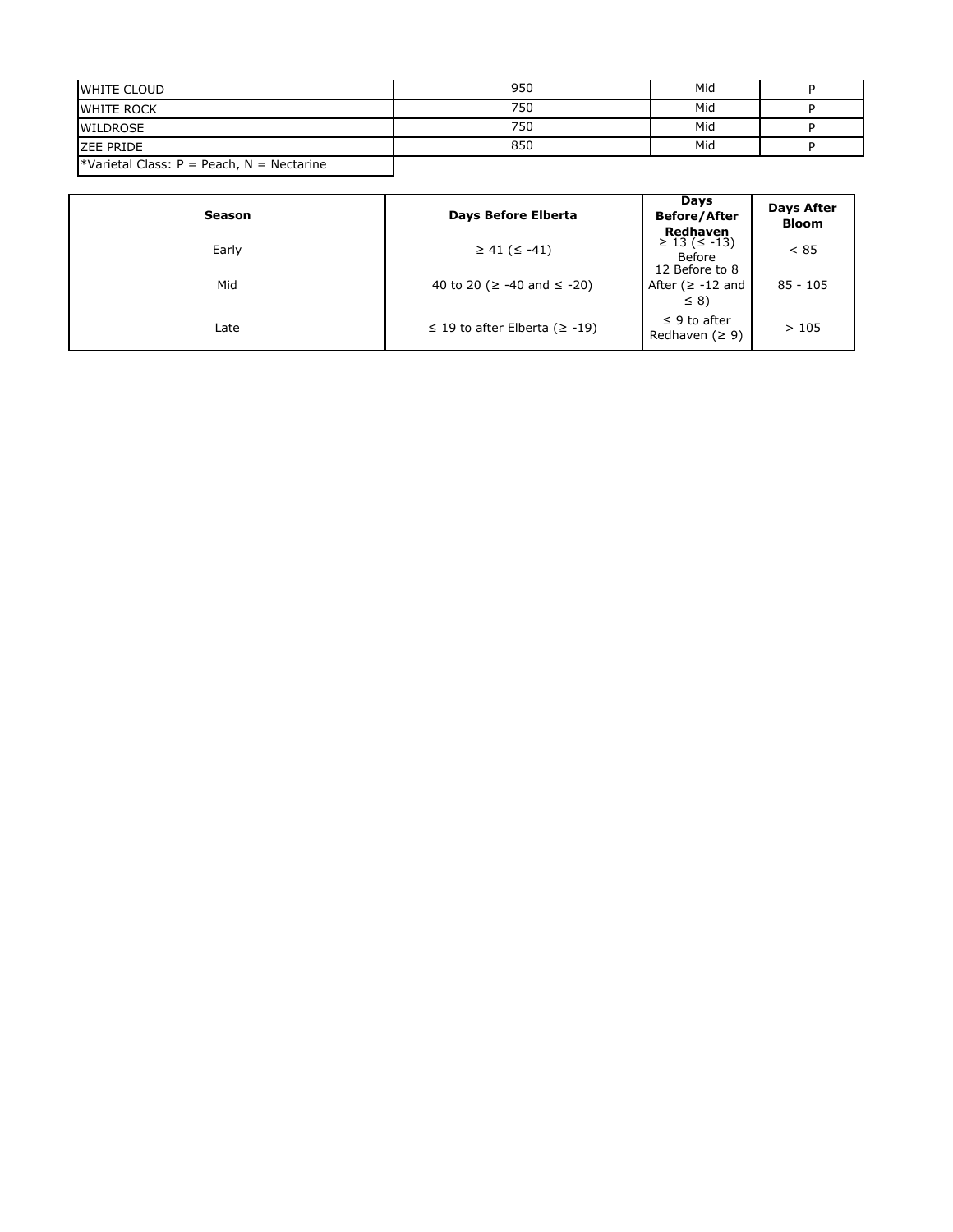| | | | |
|---|---|---|---|
| WHITE CLOUD | 950 | Mid | P |
| WHITE ROCK | 750 | Mid | P |
| WILDROSE | 750 | Mid | P |
| ZEE PRIDE | 850 | Mid | P |

*Varietal Class: P = Peach, N = Nectarine

| Season | Days Before Elberta | Days Before/After Redhaven | Days After Bloom |
|---|---|---|---|
| Early | ≥ 41 (≤ -41) | ≥ 13 (≤ -13) Before | < 85 |
| Mid | 40 to 20 (≥ -40 and ≤ -20) | 12 Before to 8 After (≥ -12 and ≤ 8) | 85 - 105 |
| Late | ≤ 19 to after Elberta (≥ -19) | ≤ 9 to after Redhaven (≥ 9) | > 105 |